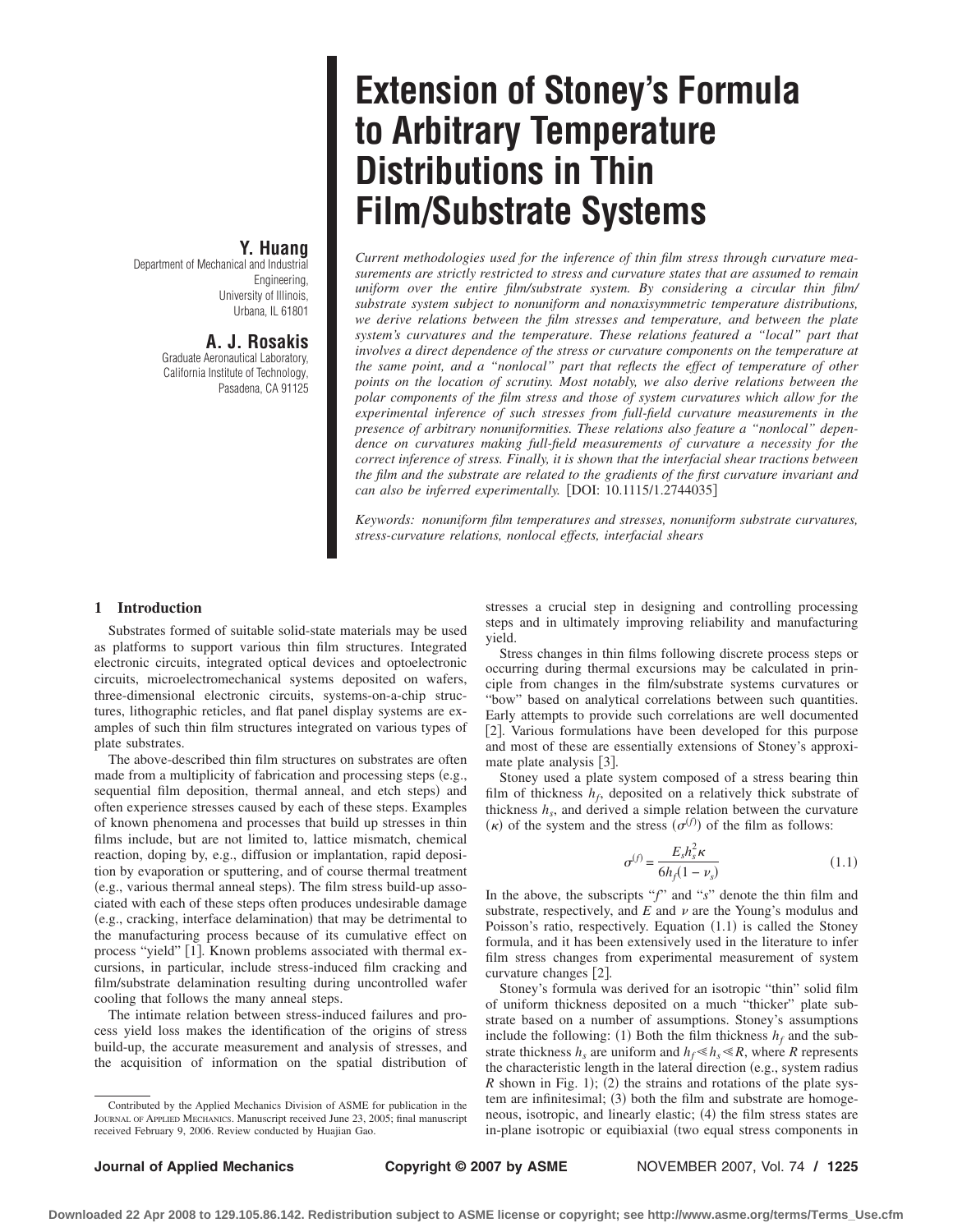# Extension of Stoney's Formula to Arbitrary Temperature Distributions in Thin Film/Substrate Systems

**Y. Huang**
Department of Mechanical and Industrial Engineering,
University of Illinois,
Urbana, IL 61801

**A. J. Rosakis**
Graduate Aeronautical Laboratory,
California Institute of Technology,
Pasadena, CA 91125

*Current methodologies used for the inference of thin film stress through curvature measurements are strictly restricted to stress and curvature states that are assumed to remain uniform over the entire film/substrate system. By considering a circular thin film/substrate system subject to nonuniform and nonaxisymmetric temperature distributions, we derive relations between the film stresses and temperature, and between the plate system's curvatures and the temperature. These relations featured a "local" part that involves a direct dependence of the stress or curvature components on the temperature at the same point, and a "nonlocal" part that reflects the effect of temperature of other points on the location of scrutiny. Most notably, we also derive relations between the polar components of the film stress and those of system curvatures which allow for the experimental inference of such stresses from full-field curvature measurements in the presence of arbitrary nonuniformities. These relations also feature a "nonlocal" dependence on curvatures making full-field measurements of curvature a necessity for the correct inference of stress. Finally, it is shown that the interfacial shear tractions between the film and the substrate are related to the gradients of the first curvature invariant and can also be inferred experimentally.* [DOI: 10.1115/1.2744035]

*Keywords: nonuniform film temperatures and stresses, nonuniform substrate curvatures, stress-curvature relations, nonlocal effects, interfacial shears*

## 1 Introduction

Substrates formed of suitable solid-state materials may be used as platforms to support various thin film structures. Integrated electronic circuits, integrated optical devices and optoelectronic circuits, microelectromechanical systems deposited on wafers, three-dimensional electronic circuits, systems-on-a-chip structures, lithographic reticles, and flat panel display systems are examples of such thin film structures integrated on various types of plate substrates.

The above-described thin film structures on substrates are often made from a multiplicity of fabrication and processing steps (e.g., sequential film deposition, thermal anneal, and etch steps) and often experience stresses caused by each of these steps. Examples of known phenomena and processes that build up stresses in thin films include, but are not limited to, lattice mismatch, chemical reaction, doping by, e.g., diffusion or implantation, rapid deposition by evaporation or sputtering, and of course thermal treatment (e.g., various thermal anneal steps). The film stress build-up associated with each of these steps often produces undesirable damage (e.g., cracking, interface delamination) that may be detrimental to the manufacturing process because of its cumulative effect on process "yield" [1]. Known problems associated with thermal excursions, in particular, include stress-induced film cracking and film/substrate delamination resulting during uncontrolled wafer cooling that follows the many anneal steps.

The intimate relation between stress-induced failures and process yield loss makes the identification of the origins of stress build-up, the accurate measurement and analysis of stresses, and the acquisition of information on the spatial distribution of stresses a crucial step in designing and controlling processing steps and in ultimately improving reliability and manufacturing yield.

Stress changes in thin films following discrete process steps or occurring during thermal excursions may be calculated in principle from changes in the film/substrate systems curvatures or "bow" based on analytical correlations between such quantities. Early attempts to provide such correlations are well documented [2]. Various formulations have been developed for this purpose and most of these are essentially extensions of Stoney's approximate plate analysis [3].

Stoney used a plate system composed of a stress bearing thin film of thickness $h_f$, deposited on a relatively thick substrate of thickness $h_s$, and derived a simple relation between the curvature ($\kappa$) of the system and the stress ($\sigma^{(f)}$) of the film as follows:

$$\sigma^{(f)} = \frac{E_s h_s^2 \kappa}{6 h_f (1 - \nu_s)} \tag{1.1}$$

In the above, the subscripts "$f$" and "$s$" denote the thin film and substrate, respectively, and $E$ and $\nu$ are the Young's modulus and Poisson's ratio, respectively. Equation (1.1) is called the Stoney formula, and it has been extensively used in the literature to infer film stress changes from experimental measurement of system curvature changes [2].

Stoney's formula was derived for an isotropic "thin" solid film of uniform thickness deposited on a much "thicker" plate substrate based on a number of assumptions. Stoney's assumptions include the following: (1) Both the film thickness $h_f$ and the substrate thickness $h_s$ are uniform and $h_f \ll h_s \ll R$, where $R$ represents the characteristic length in the lateral direction (e.g., system radius $R$ shown in Fig. 1); (2) the strains and rotations of the plate system are infinitesimal; (3) both the film and substrate are homogeneous, isotropic, and linearly elastic; (4) the film stress states are in-plane isotropic or equibiaxial (two equal stress components in

Contributed by the Applied Mechanics Division of ASME for publication in the JOURNAL OF APPLIED MECHANICS. Manuscript received June 23, 2005; final manuscript received February 9, 2006. Review conducted by Huajian Gao.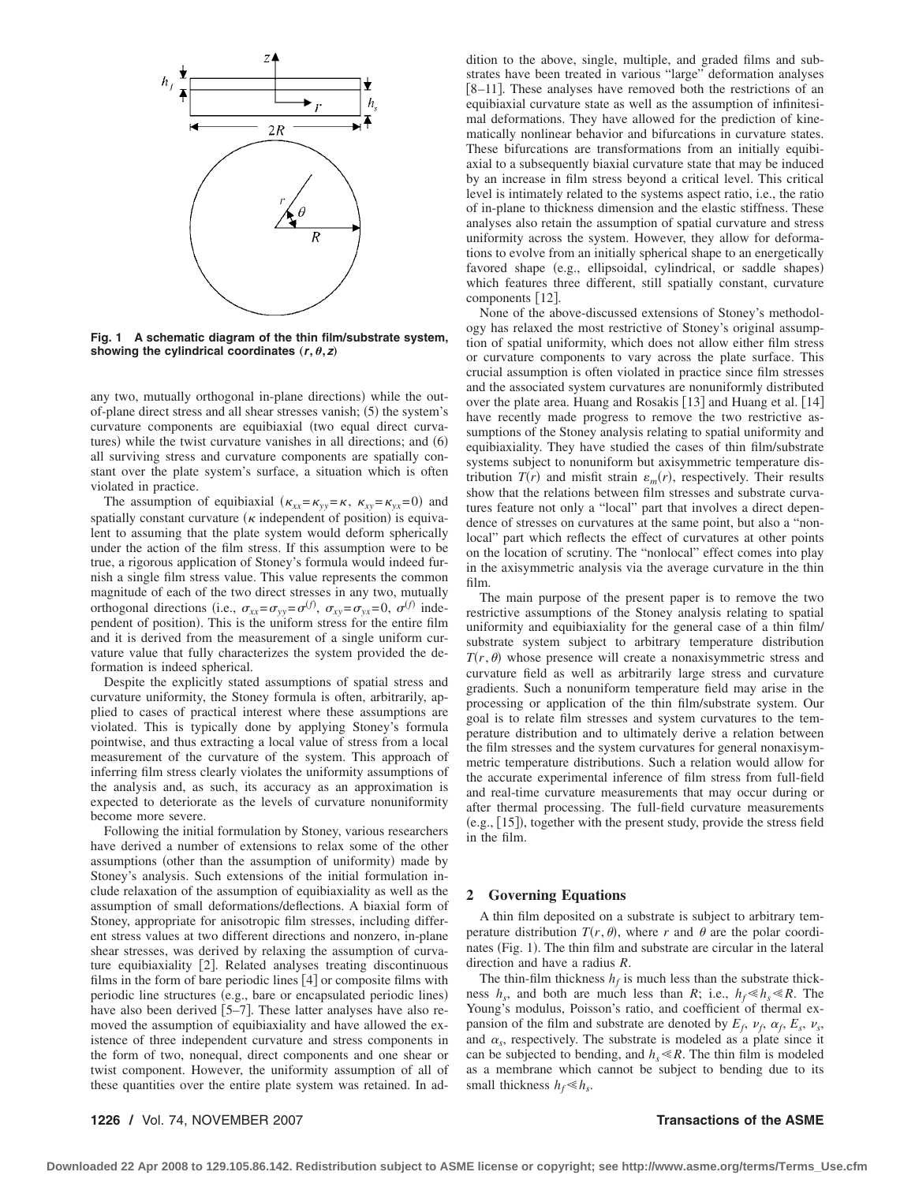Fig. 1 A schematic diagram of the thin film/substrate system, showing the cylindrical coordinates $(r,\theta,z)$

any two, mutually orthogonal in-plane directions) while the out-of-plane direct stress and all shear stresses vanish; (5) the system's curvature components are equibiaxial (two equal direct curvatures) while the twist curvature vanishes in all directions; and (6) all surviving stress and curvature components are spatially constant over the plate system's surface, a situation which is often violated in practice.

The assumption of equibiaxial ($\kappa_{xx}=\kappa_{yy}=\kappa$, $\kappa_{xy}=\kappa_{yx}=0$) and spatially constant curvature ($\kappa$ independent of position) is equivalent to assuming that the plate system would deform spherically under the action of the film stress. If this assumption were to be true, a rigorous application of Stoney's formula would indeed furnish a single film stress value. This value represents the common magnitude of each of the two direct stresses in any two, mutually orthogonal directions (i.e., $\sigma_{xx}=\sigma_{yy}=\sigma^{(f)}$, $\sigma_{xy}=\sigma_{yx}=0$, $\sigma^{(f)}$ independent of position). This is the uniform stress for the entire film and it is derived from the measurement of a single uniform curvature value that fully characterizes the system provided the deformation is indeed spherical.

Despite the explicitly stated assumptions of spatial stress and curvature uniformity, the Stoney formula is often, arbitrarily, applied to cases of practical interest where these assumptions are violated. This is typically done by applying Stoney's formula pointwise, and thus extracting a local value of stress from a local measurement of the curvature of the system. This approach of inferring film stress clearly violates the uniformity assumptions of the analysis and, as such, its accuracy as an approximation is expected to deteriorate as the levels of curvature nonuniformity become more severe.

Following the initial formulation by Stoney, various researchers have derived a number of extensions to relax some of the other assumptions (other than the assumption of uniformity) made by Stoney's analysis. Such extensions of the initial formulation include relaxation of the assumption of equibiaxiality as well as the assumption of small deformations/deflections. A biaxial form of Stoney, appropriate for anisotropic film stresses, including different stress values at two different directions and nonzero, in-plane shear stresses, was derived by relaxing the assumption of curvature equibiaxiality [2]. Related analyses treating discontinuous films in the form of bare periodic lines [4] or composite films with periodic line structures (e.g., bare or encapsulated periodic lines) have also been derived [5–7]. These latter analyses have also removed the assumption of equibiaxiality and have allowed the existence of three independent curvature and stress components in the form of two, nonequal, direct components and one shear or twist component. However, the uniformity assumption of all of these quantities over the entire plate system was retained. In addition to the above, single, multiple, and graded films and substrates have been treated in various "large" deformation analyses [8–11]. These analyses have removed the restrictions of an equibiaxial curvature state as well as the assumption of infinitesimal deformations. They have allowed for the prediction of kinematically nonlinear behavior and bifurcations in curvature states. These bifurcations are transformations from an initially equibiaxial to a subsequently biaxial curvature state that may be induced by an increase in film stress beyond a critical level. This critical level is intimately related to the systems aspect ratio, i.e., the ratio of in-plane to thickness dimension and the elastic stiffness. These analyses also retain the assumption of spatial curvature and stress uniformity across the system. However, they allow for deformations to evolve from an initially spherical shape to an energetically favored shape (e.g., ellipsoidal, cylindrical, or saddle shapes) which features three different, still spatially constant, curvature components [12].

None of the above-discussed extensions of Stoney's methodology has relaxed the most restrictive of Stoney's original assumption of spatial uniformity, which does not allow either film stress or curvature components to vary across the plate surface. This crucial assumption is often violated in practice since film stresses and the associated system curvatures are nonuniformly distributed over the plate area. Huang and Rosakis [13] and Huang et al. [14] have recently made progress to remove the two restrictive assumptions of the Stoney analysis relating to spatial uniformity and equibiaxiality. They have studied the cases of thin film/substrate systems subject to nonuniform but axisymmetric temperature distribution $T(r)$ and misfit strain $\varepsilon_m(r)$, respectively. Their results show that the relations between film stresses and substrate curvatures feature not only a "local" part that involves a direct dependence of stresses on curvatures at the same point, but also a "nonlocal" part which reflects the effect of curvatures at other points on the location of scrutiny. The "nonlocal" effect comes into play in the axisymmetric analysis via the average curvature in the thin film.

The main purpose of the present paper is to remove the two restrictive assumptions of the Stoney analysis relating to spatial uniformity and equibiaxiality for the general case of a thin film/substrate system subject to arbitrary temperature distribution $T(r,\theta)$ whose presence will create a nonaxisymmetric stress and curvature field as well as arbitrarily large stress and curvature gradients. Such a nonuniform temperature field may arise in the processing or application of the thin film/substrate system. Our goal is to relate film stresses and system curvatures to the temperature distribution and to ultimately derive a relation between the film stresses and the system curvatures for general nonaxisymmetric temperature distributions. Such a relation would allow for the accurate experimental inference of film stress from full-field and real-time curvature measurements that may occur during or after thermal processing. The full-field curvature measurements (e.g., [15]), together with the present study, provide the stress field in the film.

## 2 Governing Equations

A thin film deposited on a substrate is subject to arbitrary temperature distribution $T(r,\theta)$, where $r$ and $\theta$ are the polar coordinates (Fig. 1). The thin film and substrate are circular in the lateral direction and have a radius $R$.

The thin-film thickness $h_f$ is much less than the substrate thickness $h_s$, and both are much less than $R$; i.e., $h_f \ll h_s \ll R$. The Young's modulus, Poisson's ratio, and coefficient of thermal expansion of the film and substrate are denoted by $E_f$, $\nu_f$, $\alpha_f$, $E_s$, $\nu_s$, and $\alpha_s$, respectively. The substrate is modeled as a plate since it can be subjected to bending, and $h_s \ll R$. The thin film is modeled as a membrane which cannot be subject to bending due to its small thickness $h_f \ll h_s$.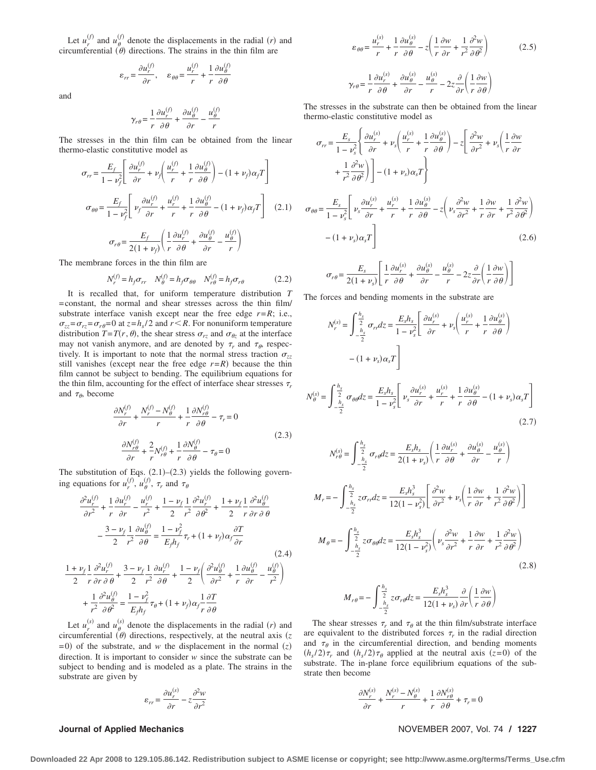Let $u_r^{(f)}$ and $u_\theta^{(f)}$ denote the displacements in the radial $(r)$ and circumferential $(\theta)$ directions. The strains in the thin film are

$$\varepsilon_{rr} = \frac{\partial u_r^{(f)}}{\partial r}, \quad \varepsilon_{\theta\theta} = \frac{u_r^{(f)}}{r} + \frac{1}{r}\frac{\partial u_\theta^{(f)}}{\partial \theta}$$

and

$$\gamma_{r\theta} = \frac{1}{r}\frac{\partial u_r^{(f)}}{\partial \theta} + \frac{\partial u_\theta^{(f)}}{\partial r} - \frac{u_\theta^{(f)}}{r}$$

The stresses in the thin film can be obtained from the linear thermo-elastic constitutive model as

$$\sigma_{rr} = \frac{E_f}{1-\nu_f^2}\left[\frac{\partial u_r^{(f)}}{\partial r} + \nu_f\left(\frac{u_r^{(f)}}{r} + \frac{1}{r}\frac{\partial u_\theta^{(f)}}{\partial \theta}\right) - (1+\nu_f)\alpha_f T\right]$$

$$\sigma_{\theta\theta} = \frac{E_f}{1-\nu_f^2}\left[\nu_f\frac{\partial u_r^{(f)}}{\partial r} + \frac{u_r^{(f)}}{r} + \frac{1}{r}\frac{\partial u_\theta^{(f)}}{\partial \theta} - (1+\nu_f)\alpha_f T\right] \tag{2.1}$$

$$\sigma_{r\theta} = \frac{E_f}{2(1+\nu_f)}\left(\frac{1}{r}\frac{\partial u_r^{(f)}}{\partial \theta} + \frac{\partial u_\theta^{(f)}}{\partial r} - \frac{u_\theta^{(f)}}{r}\right)$$

The membrane forces in the thin film are

$$N_r^{(f)} = h_f\sigma_{rr} \quad N_\theta^{(f)} = h_f\sigma_{\theta\theta} \quad N_{r\theta}^{(f)} = h_f\sigma_{r\theta} \tag{2.2}$$

It is recalled that, for uniform temperature distribution $T$ = constant, the normal and shear stresses across the thin film/substrate interface vanish except near the free edge $r=R$; i.e., $\sigma_{zz}=\sigma_{rz}=\sigma_{r\theta}=0$ at $z=h_s/2$ and $r<R$. For nonuniform temperature distribution $T=T(r,\theta)$, the shear stress $\sigma_{rz}$ and $\sigma_{\theta z}$ at the interface may not vanish anymore, and are denoted by $\tau_r$ and $\tau_\theta$, respectively. It is important to note that the normal stress traction $\sigma_{zz}$ still vanishes (except near the free edge $r=R$) because the thin film cannot be subject to bending. The equilibrium equations for the thin film, accounting for the effect of interface shear stresses $\tau_r$ and $\tau_\theta$, become

$$\frac{\partial N_r^{(f)}}{\partial r} + \frac{N_r^{(f)} - N_\theta^{(f)}}{r} + \frac{1}{r}\frac{\partial N_{r\theta}^{(f)}}{\partial \theta} - \tau_r = 0$$

$$\frac{\partial N_{r\theta}^{(f)}}{\partial r} + \frac{2}{r}N_{r\theta}^{(f)} + \frac{1}{r}\frac{\partial N_\theta^{(f)}}{\partial \theta} - \tau_\theta = 0 \tag{2.3}$$

The substitution of Eqs. (2.1)–(2.3) yields the following governing equations for $u_r^{(f)}$, $u_\theta^{(f)}$, $\tau_r$ and $\tau_\theta$

$$\frac{\partial^2 u_r^{(f)}}{\partial r^2} + \frac{1}{r}\frac{\partial u_r^{(f)}}{\partial r} - \frac{u_r^{(f)}}{r^2} + \frac{1-\nu_f}{2}\frac{1}{r^2}\frac{\partial^2 u_r^{(f)}}{\partial \theta^2} + \frac{1+\nu_f}{2}\frac{1}{r}\frac{\partial^2 u_\theta^{(f)}}{\partial r\,\partial \theta} - \frac{3-\nu_f}{2}\frac{1}{r^2}\frac{\partial u_\theta^{(f)}}{\partial \theta} = \frac{1-\nu_f^2}{E_f h_f}\tau_r + (1+\nu_f)\alpha_f\frac{\partial T}{\partial r}$$

$$\frac{1+\nu_f}{2}\frac{1}{r}\frac{\partial^2 u_r^{(f)}}{\partial r\,\partial \theta} + \frac{3-\nu_f}{2}\frac{1}{r^2}\frac{\partial u_r^{(f)}}{\partial \theta} + \frac{1-\nu_f}{2}\left(\frac{\partial^2 u_\theta^{(f)}}{\partial r^2} + \frac{1}{r}\frac{\partial u_\theta^{(f)}}{\partial r} - \frac{u_\theta^{(f)}}{r^2}\right) + \frac{1}{r^2}\frac{\partial^2 u_\theta^{(f)}}{\partial \theta^2} = \frac{1-\nu_f^2}{E_f h_f}\tau_\theta + (1+\nu_f)\alpha_f\frac{1}{r}\frac{\partial T}{\partial \theta} \tag{2.4}$$

Let $u_r^{(s)}$ and $u_\theta^{(s)}$ denote the displacements in the radial $(r)$ and circumferential $(\theta)$ directions, respectively, at the neutral axis $(z=0)$ of the substrate, and $w$ the displacement in the normal $(z)$ direction. It is important to consider $w$ since the substrate can be subject to bending and is modeled as a plate. The strains in the substrate are given by

$$\varepsilon_{rr} = \frac{\partial u_r^{(s)}}{\partial r} - z\frac{\partial^2 w}{\partial r^2}$$

$$\varepsilon_{\theta\theta} = \frac{u_r^{(s)}}{r} + \frac{1}{r}\frac{\partial u_\theta^{(s)}}{\partial \theta} - z\left(\frac{1}{r}\frac{\partial w}{\partial r} + \frac{1}{r^2}\frac{\partial^2 w}{\partial \theta^2}\right) \tag{2.5}$$

$$\gamma_{r\theta} = \frac{1}{r}\frac{\partial u_r^{(s)}}{\partial \theta} + \frac{\partial u_\theta^{(s)}}{\partial r} - \frac{u_\theta^{(s)}}{r} - 2z\frac{\partial}{\partial r}\left(\frac{1}{r}\frac{\partial w}{\partial \theta}\right)$$

The stresses in the substrate can then be obtained from the linear thermo-elastic constitutive model as

$$\sigma_{rr} = \frac{E_s}{1-\nu_s^2}\left\{\frac{\partial u_r^{(s)}}{\partial r} + \nu_s\left(\frac{u_r^{(s)}}{r} + \frac{1}{r}\frac{\partial u_\theta^{(s)}}{\partial \theta}\right) - z\left[\frac{\partial^2 w}{\partial r^2} + \nu_s\left(\frac{1}{r}\frac{\partial w}{\partial r} + \frac{1}{r^2}\frac{\partial^2 w}{\partial \theta^2}\right)\right] - (1+\nu_s)\alpha_s T\right\}$$

$$\sigma_{\theta\theta} = \frac{E_s}{1-\nu_s^2}\left[\nu_s\frac{\partial u_r^{(s)}}{\partial r} + \frac{u_r^{(s)}}{r} + \frac{1}{r}\frac{\partial u_\theta^{(s)}}{\partial \theta} - z\left(\nu_s\frac{\partial^2 w}{\partial r^2} + \frac{1}{r}\frac{\partial w}{\partial r} + \frac{1}{r^2}\frac{\partial^2 w}{\partial \theta^2}\right) - (1+\nu_s)\alpha_s T\right] \tag{2.6}$$

$$\sigma_{r\theta} = \frac{E_s}{2(1+\nu_s)}\left[\frac{1}{r}\frac{\partial u_r^{(s)}}{\partial \theta} + \frac{\partial u_\theta^{(s)}}{\partial r} - \frac{u_\theta^{(s)}}{r} - 2z\frac{\partial}{\partial r}\left(\frac{1}{r}\frac{\partial w}{\partial \theta}\right)\right]$$

The forces and bending moments in the substrate are

$$N_r^{(s)} = \int_{-\frac{h_s}{2}}^{\frac{h_s}{2}}\sigma_{rr}dz = \frac{E_s h_s}{1-\nu_s^2}\left[\frac{\partial u_r^{(s)}}{\partial r} + \nu_s\left(\frac{u_r^{(s)}}{r} + \frac{1}{r}\frac{\partial u_\theta^{(s)}}{\partial \theta}\right) - (1+\nu_s)\alpha_s T\right]$$

$$N_\theta^{(s)} = \int_{-\frac{h_s}{2}}^{\frac{h_s}{2}}\sigma_{\theta\theta}dz = \frac{E_s h_s}{1-\nu_s^2}\left[\nu_s\frac{\partial u_r^{(s)}}{\partial r} + \frac{u_r^{(s)}}{r} + \frac{1}{r}\frac{\partial u_\theta^{(s)}}{\partial \theta} - (1+\nu_s)\alpha_s T\right] \tag{2.7}$$

$$N_{r\theta}^{(s)} = \int_{-\frac{h_s}{2}}^{\frac{h_s}{2}}\sigma_{r\theta}dz = \frac{E_s h_s}{2(1+\nu_s)}\left(\frac{1}{r}\frac{\partial u_r^{(s)}}{\partial \theta} + \frac{\partial u_\theta^{(s)}}{\partial r} - \frac{u_\theta^{(s)}}{r}\right)$$

$$M_r = -\int_{-\frac{h_s}{2}}^{\frac{h_s}{2}}z\sigma_{rr}dz = \frac{E_s h_s^3}{12(1-\nu_s^2)}\left[\frac{\partial^2 w}{\partial r^2} + \nu_s\left(\frac{1}{r}\frac{\partial w}{\partial r} + \frac{1}{r^2}\frac{\partial^2 w}{\partial \theta^2}\right)\right]$$

$$M_\theta = -\int_{-\frac{h_s}{2}}^{\frac{h_s}{2}}z\sigma_{\theta\theta}dz = \frac{E_s h_s^3}{12(1-\nu_s^2)}\left(\nu_s\frac{\partial^2 w}{\partial r^2} + \frac{1}{r}\frac{\partial w}{\partial r} + \frac{1}{r^2}\frac{\partial^2 w}{\partial \theta^2}\right) \tag{2.8}$$

$$M_{r\theta} = -\int_{-\frac{h_s}{2}}^{\frac{h_s}{2}}z\sigma_{r\theta}dz = \frac{E_s h_s^3}{12(1+\nu_s)}\frac{\partial}{\partial r}\left(\frac{1}{r}\frac{\partial w}{\partial \theta}\right)$$

The shear stresses $\tau_r$ and $\tau_\theta$ at the thin film/substrate interface are equivalent to the distributed forces $\tau_r$ in the radial direction and $\tau_\theta$ in the circumferential direction, and bending moments $(h_s/2)\tau_r$ and $(h_s/2)\tau_\theta$ applied at the neutral axis $(z=0)$ of the substrate. The in-plane force equilibrium equations of the substrate then become

$$\frac{\partial N_r^{(s)}}{\partial r} + \frac{N_r^{(s)} - N_\theta^{(s)}}{r} + \frac{1}{r}\frac{\partial N_{r\theta}^{(s)}}{\partial \theta} + \tau_r = 0$$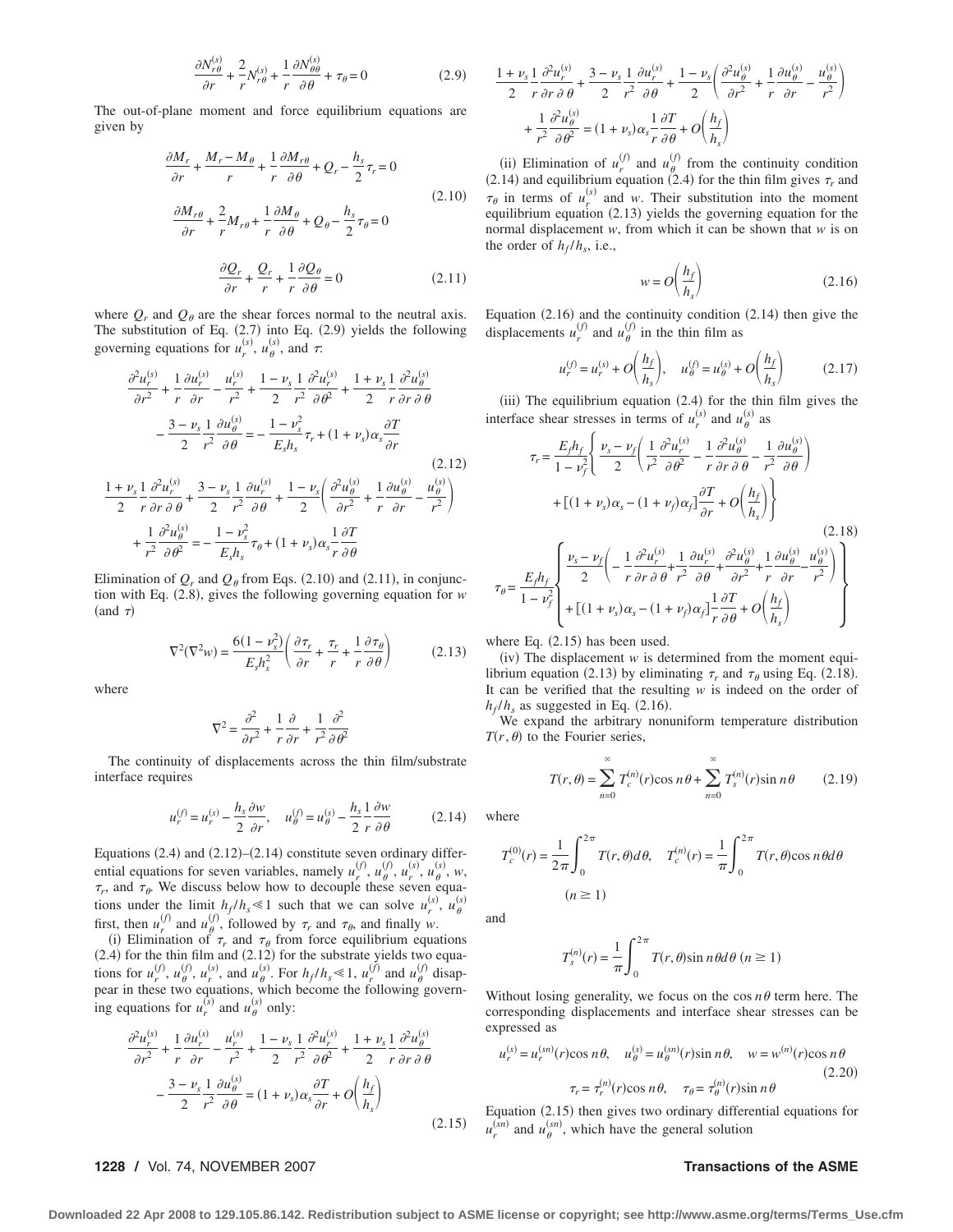$$\frac{\partial N_{r\theta}^{(s)}}{\partial r} + \frac{2}{r}N_{r\theta}^{(s)} + \frac{1}{r}\frac{\partial N_{\theta\theta}^{(s)}}{\partial \theta} + \tau_\theta = 0 \tag{2.9}$$

The out-of-plane moment and force equilibrium equations are given by

$$\frac{\partial M_r}{\partial r} + \frac{M_r - M_\theta}{r} + \frac{1}{r}\frac{\partial M_{r\theta}}{\partial \theta} + Q_r - \frac{h_s}{2}\tau_r = 0$$
$$\frac{\partial M_{r\theta}}{\partial r} + \frac{2}{r}M_{r\theta} + \frac{1}{r}\frac{\partial M_\theta}{\partial \theta} + Q_\theta - \frac{h_s}{2}\tau_\theta = 0 \tag{2.10}$$

$$\frac{\partial Q_r}{\partial r} + \frac{Q_r}{r} + \frac{1}{r}\frac{\partial Q_\theta}{\partial \theta} = 0 \tag{2.11}$$

where $Q_r$ and $Q_\theta$ are the shear forces normal to the neutral axis. The substitution of Eq. (2.7) into Eq. (2.9) yields the following governing equations for $u_r^{(s)}$, $u_\theta^{(s)}$, and $\tau$:

$$\frac{\partial^2 u_r^{(s)}}{\partial r^2} + \frac{1}{r}\frac{\partial u_r^{(s)}}{\partial r} - \frac{u_r^{(s)}}{r^2} + \frac{1-\nu_s}{2}\frac{1}{r^2}\frac{\partial^2 u_r^{(s)}}{\partial \theta^2} + \frac{1+\nu_s}{2}\frac{1}{r}\frac{\partial^2 u_\theta^{(s)}}{\partial r\,\partial \theta} - \frac{3-\nu_s}{2}\frac{1}{r^2}\frac{\partial u_\theta^{(s)}}{\partial \theta} = -\frac{1-\nu_s^2}{E_s h_s}\tau_r + (1+\nu_s)\alpha_s\frac{\partial T}{\partial r}$$

$$\frac{1+\nu_s}{2}\frac{1}{r}\frac{\partial^2 u_r^{(s)}}{\partial r\,\partial \theta} + \frac{3-\nu_s}{2}\frac{1}{r^2}\frac{\partial u_r^{(s)}}{\partial \theta} + \frac{1-\nu_s}{2}\left(\frac{\partial^2 u_\theta^{(s)}}{\partial r^2} + \frac{1}{r}\frac{\partial u_\theta^{(s)}}{\partial r} - \frac{u_\theta^{(s)}}{r^2}\right) + \frac{1}{r^2}\frac{\partial^2 u_\theta^{(s)}}{\partial \theta^2} = -\frac{1-\nu_s^2}{E_s h_s}\tau_\theta + (1+\nu_s)\alpha_s\frac{1}{r}\frac{\partial T}{\partial \theta} \tag{2.12}$$

Elimination of $Q_r$ and $Q_\theta$ from Eqs. (2.10) and (2.11), in conjunction with Eq. (2.8), gives the following governing equation for $w$ (and $\tau$)

$$\nabla^2(\nabla^2 w) = \frac{6(1-\nu_s^2)}{E_s h_s^2}\left(\frac{\partial \tau_r}{\partial r} + \frac{\tau_r}{r} + \frac{1}{r}\frac{\partial \tau_\theta}{\partial \theta}\right) \tag{2.13}$$

where

$$\nabla^2 = \frac{\partial^2}{\partial r^2} + \frac{1}{r}\frac{\partial}{\partial r} + \frac{1}{r^2}\frac{\partial^2}{\partial \theta^2}$$

The continuity of displacements across the thin film/substrate interface requires

$$u_r^{(f)} = u_r^{(s)} - \frac{h_s}{2}\frac{\partial w}{\partial r}, \quad u_\theta^{(f)} = u_\theta^{(s)} - \frac{h_s}{2}\frac{1}{r}\frac{\partial w}{\partial \theta} \tag{2.14}$$

Equations (2.4) and (2.12)–(2.14) constitute seven ordinary differential equations for seven variables, namely $u_r^{(f)}$, $u_\theta^{(f)}$, $u_r^{(s)}$, $u_\theta^{(s)}$, $w$, $\tau_r$, and $\tau_\theta$. We discuss below how to decouple these seven equations under the limit $h_f/h_s \ll 1$ such that we can solve $u_r^{(s)}$, $u_\theta^{(s)}$ first, then $u_r^{(f)}$ and $u_\theta^{(f)}$, followed by $\tau_r$ and $\tau_\theta$, and finally $w$.

(i) Elimination of $\tau_r$ and $\tau_\theta$ from force equilibrium equations (2.4) for the thin film and (2.12) for the substrate yields two equations for $u_r^{(f)}$, $u_\theta^{(f)}$, $u_r^{(s)}$, and $u_\theta^{(s)}$. For $h_f/h_s \ll 1$, $u_r^{(f)}$ and $u_\theta^{(f)}$ disappear in these two equations, which become the following governing equations for $u_r^{(s)}$ and $u_\theta^{(s)}$ only:

$$\frac{\partial^2 u_r^{(s)}}{\partial r^2} + \frac{1}{r}\frac{\partial u_r^{(s)}}{\partial r} - \frac{u_r^{(s)}}{r^2} + \frac{1-\nu_s}{2}\frac{1}{r^2}\frac{\partial^2 u_r^{(s)}}{\partial \theta^2} + \frac{1+\nu_s}{2}\frac{1}{r}\frac{\partial^2 u_\theta^{(s)}}{\partial r\,\partial \theta} - \frac{3-\nu_s}{2}\frac{1}{r^2}\frac{\partial u_\theta^{(s)}}{\partial \theta} = (1+\nu_s)\alpha_s\frac{\partial T}{\partial r} + O\left(\frac{h_f}{h_s}\right)$$

$$\frac{1+\nu_s}{2}\frac{1}{r}\frac{\partial^2 u_r^{(s)}}{\partial r\,\partial \theta} + \frac{3-\nu_s}{2}\frac{1}{r^2}\frac{\partial u_r^{(s)}}{\partial \theta} + \frac{1-\nu_s}{2}\left(\frac{\partial^2 u_\theta^{(s)}}{\partial r^2} + \frac{1}{r}\frac{\partial u_\theta^{(s)}}{\partial r} - \frac{u_\theta^{(s)}}{r^2}\right) + \frac{1}{r^2}\frac{\partial^2 u_\theta^{(s)}}{\partial \theta^2} = (1+\nu_s)\alpha_s\frac{1}{r}\frac{\partial T}{\partial \theta} + O\left(\frac{h_f}{h_s}\right) \tag{2.15}$$

(ii) Elimination of $u_r^{(f)}$ and $u_\theta^{(f)}$ from the continuity condition (2.14) and equilibrium equation (2.4) for the thin film gives $\tau_r$ and $\tau_\theta$ in terms of $u_r^{(s)}$ and $w$. Their substitution into the moment equilibrium equation (2.13) yields the governing equation for the normal displacement $w$, from which it can be shown that $w$ is on the order of $h_f/h_s$, i.e.,

$$w = O\left(\frac{h_f}{h_s}\right) \tag{2.16}$$

Equation (2.16) and the continuity condition (2.14) then give the displacements $u_r^{(f)}$ and $u_\theta^{(f)}$ in the thin film as

$$u_r^{(f)} = u_r^{(s)} + O\left(\frac{h_f}{h_s}\right), \quad u_\theta^{(f)} = u_\theta^{(s)} + O\left(\frac{h_f}{h_s}\right) \tag{2.17}$$

(iii) The equilibrium equation (2.4) for the thin film gives the interface shear stresses in terms of $u_r^{(s)}$ and $u_\theta^{(s)}$ as

$$\tau_r = \frac{E_f h_f}{1-\nu_f^2}\left\{\frac{\nu_s-\nu_f}{2}\left(\frac{1}{r^2}\frac{\partial^2 u_r^{(s)}}{\partial \theta^2} - \frac{1}{r}\frac{\partial^2 u_\theta^{(s)}}{\partial r\,\partial \theta} - \frac{1}{r^2}\frac{\partial u_\theta^{(s)}}{\partial \theta}\right) + \left[(1+\nu_s)\alpha_s - (1+\nu_f)\alpha_f\right]\frac{\partial T}{\partial r} + O\left(\frac{h_f}{h_s}\right)\right\}$$

$$\tau_\theta = \frac{E_f h_f}{1-\nu_f^2}\left\{\begin{array}{l}\frac{\nu_s-\nu_f}{2}\left(-\frac{1}{r}\frac{\partial^2 u_r^{(s)}}{\partial r\,\partial \theta} + \frac{1}{r^2}\frac{\partial u_r^{(s)}}{\partial \theta} + \frac{\partial^2 u_\theta^{(s)}}{\partial r^2} + \frac{1}{r}\frac{\partial u_\theta^{(s)}}{\partial r} - \frac{u_\theta^{(s)}}{r^2}\right) \\ + \left[(1+\nu_s)\alpha_s - (1+\nu_f)\alpha_f\right]\frac{1}{r}\frac{\partial T}{\partial \theta} + O\left(\frac{h_f}{h_s}\right)\end{array}\right\} \tag{2.18}$$

where Eq. (2.15) has been used.

(iv) The displacement $w$ is determined from the moment equilibrium equation (2.13) by eliminating $\tau_r$ and $\tau_\theta$ using Eq. (2.18). It can be verified that the resulting $w$ is indeed on the order of $h_f/h_s$ as suggested in Eq. (2.16).

We expand the arbitrary nonuniform temperature distribution $T(r,\theta)$ to the Fourier series,

$$T(r,\theta) = \sum_{n=0}^{\infty} T_c^{(n)}(r)\cos n\theta + \sum_{n=0}^{\infty} T_s^{(n)}(r)\sin n\theta \tag{2.19}$$

where

$$T_c^{(0)}(r) = \frac{1}{2\pi}\int_0^{2\pi} T(r,\theta)d\theta, \quad T_c^{(n)}(r) = \frac{1}{\pi}\int_0^{2\pi} T(r,\theta)\cos n\theta d\theta$$
$$(n \geq 1)$$

and

$$T_s^{(n)}(r) = \frac{1}{\pi}\int_0^{2\pi} T(r,\theta)\sin n\theta d\theta \ (n \geq 1)$$

Without losing generality, we focus on the $\cos n\theta$ term here. The corresponding displacements and interface shear stresses can be expressed as

$$u_r^{(s)} = u_r^{(sn)}(r)\cos n\theta, \quad u_\theta^{(s)} = u_\theta^{(sn)}(r)\sin n\theta, \quad w = w^{(n)}(r)\cos n\theta$$
$$\tau_r = \tau_r^{(n)}(r)\cos n\theta, \quad \tau_\theta = \tau_\theta^{(n)}(r)\sin n\theta \tag{2.20}$$

Equation (2.15) then gives two ordinary differential equations for $u_r^{(sn)}$ and $u_\theta^{(sn)}$, which have the general solution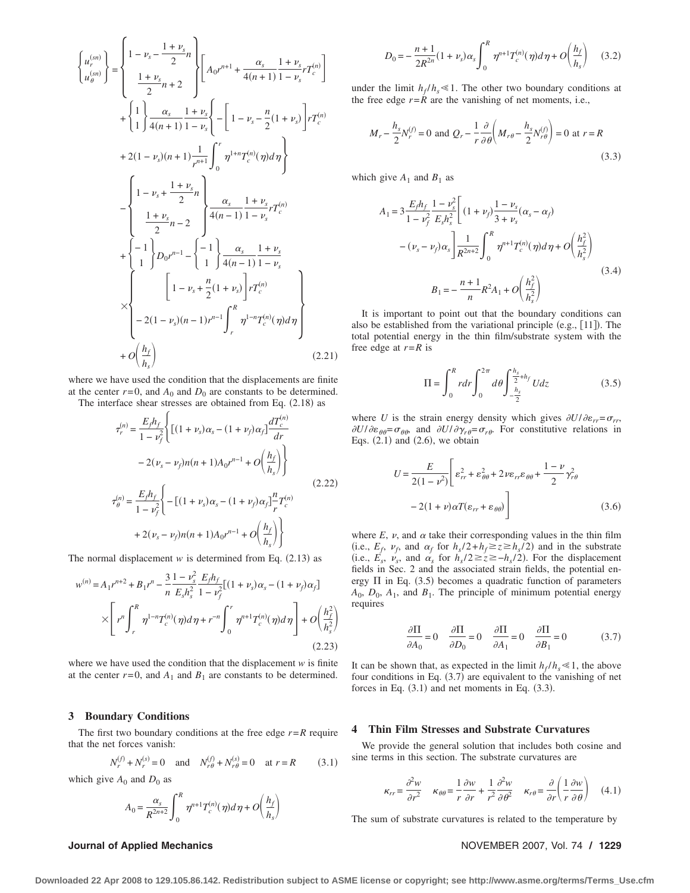$$
\begin{Bmatrix} u_r^{(sn)} \\ u_\theta^{(sn)} \end{Bmatrix} = \begin{Bmatrix} 1-\nu_s - \dfrac{1+\nu_s}{2}n \\ \dfrac{1+\nu_s}{2}n + 2 \end{Bmatrix} \left[ A_0 r^{n+1} + \frac{\alpha_s}{4(n+1)} \frac{1+\nu_s}{1-\nu_s} r T_c^{(n)} \right]
+ \begin{Bmatrix} 1 \\ 1 \end{Bmatrix} \frac{\alpha_s}{4(n+1)} \frac{1+\nu_s}{1-\nu_s} \left\{ -\left[ 1-\nu_s - \frac{n}{2}(1+\nu_s) \right] r T_c^{(n)} + 2(1-\nu_s)(n+1) \frac{1}{r^{n+1}} \int_0^r \eta^{1+n} T_c^{(n)}(\eta) d\eta \right\}
- \begin{Bmatrix} 1-\nu_s + \dfrac{1+\nu_s}{2}n \\ \dfrac{1+\nu_s}{2}n - 2 \end{Bmatrix} \frac{\alpha_s}{4(n-1)} \frac{1+\nu_s}{1-\nu_s} r T_c^{(n)}
+ \begin{Bmatrix} -1 \\ 1 \end{Bmatrix} D_0 r^{n-1} - \begin{Bmatrix} -1 \\ 1 \end{Bmatrix} \frac{\alpha_s}{4(n-1)} \frac{1+\nu_s}{1-\nu_s} \times \begin{Bmatrix} \left[ 1-\nu_s + \dfrac{n}{2}(1+\nu_s) \right] r T_c^{(n)} \\ -2(1-\nu_s)(n-1) r^{n-1} \displaystyle\int_r^R \eta^{1-n} T_c^{(n)}(\eta) d\eta \end{Bmatrix} + O\left(\frac{h_f}{h_s}\right) \tag{2.21}
$$

where we have used the condition that the displacements are finite at the center $r=0$, and $A_0$ and $D_0$ are constants to be determined.

The interface shear stresses are obtained from Eq. (2.18) as

$$
\tau_r^{(n)} = \frac{E_f h_f}{1-\nu_f^2} \left\{ [(1+\nu_s)\alpha_s - (1+\nu_f)\alpha_f] \frac{dT_c^{(n)}}{dr} - 2(\nu_s - \nu_f) n(n+1) A_0 r^{n-1} + O\left(\frac{h_f}{h_s}\right) \right\}
$$
$$
\tau_\theta^{(n)} = \frac{E_f h_f}{1-\nu_f^2} \left\{ -[(1+\nu_s)\alpha_s - (1+\nu_f)\alpha_f] \frac{n}{r} T_c^{(n)} + 2(\nu_s - \nu_f) n(n+1) A_0 r^{n-1} + O\left(\frac{h_f}{h_s}\right) \right\} \tag{2.22}
$$

The normal displacement $w$ is determined from Eq. (2.13) as

$$
w^{(n)} = A_1 r^{n+2} + B_1 r^n - \frac{3}{n} \frac{1-\nu_s^2}{E_s h_s^2} \frac{E_f h_f}{1-\nu_f^2} [(1+\nu_s)\alpha_s - (1+\nu_f)\alpha_f] \times \left[ r^n \int_r^R \eta^{1-n} T_c^{(n)}(\eta) d\eta + r^{-n} \int_0^r \eta^{n+1} T_c^{(n)}(\eta) d\eta \right] + O\left(\frac{h_f^2}{h_s^2}\right) \tag{2.23}
$$

where we have used the condition that the displacement $w$ is finite at the center $r=0$, and $A_1$ and $B_1$ are constants to be determined.

## 3 Boundary Conditions

The first two boundary conditions at the free edge $r=R$ require that the net forces vanish:

$$
N_r^{(f)} + N_r^{(s)} = 0 \quad \text{and} \quad N_{r\theta}^{(f)} + N_{r\theta}^{(s)} = 0 \quad \text{at } r=R \tag{3.1}
$$

which give $A_0$ and $D_0$ as

$$
A_0 = \frac{\alpha_s}{R^{2n+2}} \int_0^R \eta^{n+1} T_c^{(n)}(\eta) d\eta + O\left(\frac{h_f}{h_s}\right)
$$
$$
D_0 = -\frac{n+1}{2R^{2n}} (1+\nu_s)\alpha_s \int_0^R \eta^{n+1} T_c^{(n)}(\eta) d\eta + O\left(\frac{h_f}{h_s}\right) \tag{3.2}
$$

under the limit $h_f/h_s \ll 1$. The other two boundary conditions at the free edge $r=R$ are the vanishing of net moments, i.e.,

$$
M_r - \frac{h_s}{2} N_r^{(f)} = 0 \text{ and } Q_r - \frac{1}{r} \frac{\partial}{\partial \theta} \left( M_{r\theta} - \frac{h_s}{2} N_{r\theta}^{(f)} \right) = 0 \text{ at } r=R \tag{3.3}
$$

which give $A_1$ and $B_1$ as

$$
A_1 = 3 \frac{E_f h_f}{1-\nu_f^2} \frac{1-\nu_s^2}{E_s h_s^2} \left[ (1+\nu_f) \frac{1-\nu_s}{3+\nu_s} (\alpha_s - \alpha_f) - (\nu_s - \nu_f)\alpha_s \right] \frac{1}{R^{2n+2}} \int_0^R \eta^{n+1} T_c^{(n)}(\eta) d\eta + O\left(\frac{h_f^2}{h_s^2}\right)
$$
$$
B_1 = -\frac{n+1}{n} R^2 A_1 + O\left(\frac{h_f^2}{h_s^2}\right) \tag{3.4}
$$

It is important to point out that the boundary conditions can also be established from the variational principle (e.g., [11]). The total potential energy in the thin film/substrate system with the free edge at $r=R$ is

$$
\Pi = \int_0^R r dr \int_0^{2\pi} d\theta \int_{-\frac{h_s}{2}}^{\frac{h_s}{2}+h_f} U dz \tag{3.5}
$$

where $U$ is the strain energy density which gives $\partial U/\partial \varepsilon_{rr} = \sigma_{rr}$, $\partial U/\partial \varepsilon_{\theta\theta} = \sigma_{\theta\theta}$, and $\partial U/\partial \gamma_{r\theta} = \sigma_{r\theta}$. For constitutive relations in Eqs. (2.1) and (2.6), we obtain

$$
U = \frac{E}{2(1-\nu^2)} \left[ \varepsilon_{rr}^2 + \varepsilon_{\theta\theta}^2 + 2\nu \varepsilon_{rr}\varepsilon_{\theta\theta} + \frac{1-\nu}{2} \gamma_{r\theta}^2 - 2(1+\nu)\alpha T (\varepsilon_{rr} + \varepsilon_{\theta\theta}) \right] \tag{3.6}
$$

where $E$, $\nu$, and $\alpha$ take their corresponding values in the thin film (i.e., $E_f$, $\nu_f$, and $\alpha_f$ for $h_s/2 + h_f \geq z \geq h_s/2$) and in the substrate (i.e., $E_s$, $\nu_s$, and $\alpha_s$ for $h_s/2 \geq z \geq -h_s/2$). For the displacement fields in Sec. 2 and the associated strain fields, the potential energy $\Pi$ in Eq. (3.5) becomes a quadratic function of parameters $A_0$, $D_0$, $A_1$, and $B_1$. The principle of minimum potential energy requires

$$
\frac{\partial \Pi}{\partial A_0} = 0 \quad \frac{\partial \Pi}{\partial D_0} = 0 \quad \frac{\partial \Pi}{\partial A_1} = 0 \quad \frac{\partial \Pi}{\partial B_1} = 0 \tag{3.7}
$$

It can be shown that, as expected in the limit $h_f/h_s \ll 1$, the above four conditions in Eq. (3.7) are equivalent to the vanishing of net forces in Eq. (3.1) and net moments in Eq. (3.3).

## 4 Thin Film Stresses and Substrate Curvatures

We provide the general solution that includes both cosine and sine terms in this section. The substrate curvatures are

$$
\kappa_{rr} = \frac{\partial^2 w}{\partial r^2} \quad \kappa_{\theta\theta} = \frac{1}{r}\frac{\partial w}{\partial r} + \frac{1}{r^2}\frac{\partial^2 w}{\partial \theta^2} \quad \kappa_{r\theta} = \frac{\partial}{\partial r}\left(\frac{1}{r}\frac{\partial w}{\partial \theta}\right) \tag{4.1}
$$

The sum of substrate curvatures is related to the temperature by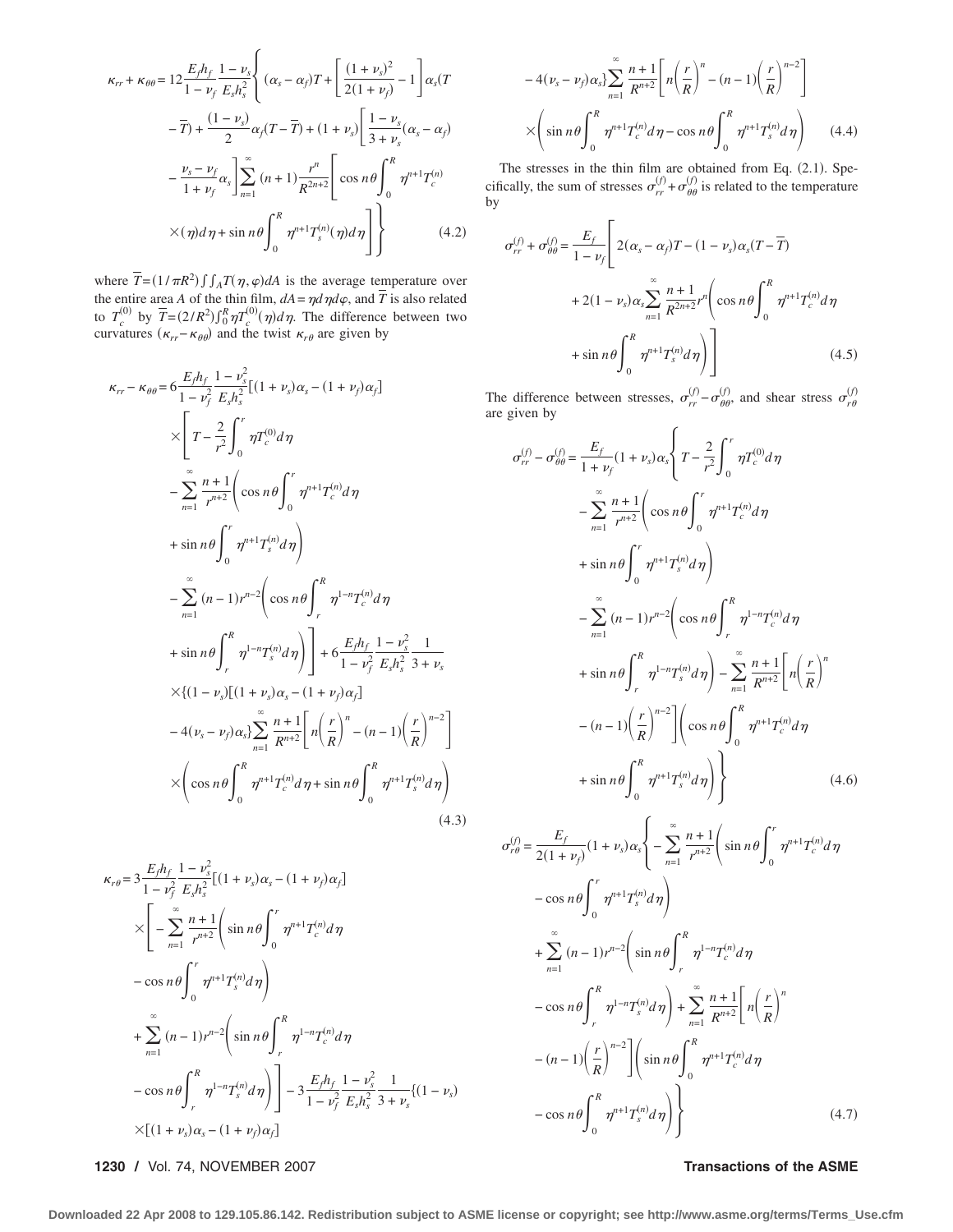$$\kappa_{rr}+\kappa_{\theta\theta}=12\frac{E_f h_f}{1-\nu_f}\frac{1-\nu_s}{E_s h_s^2}\Bigg\{(\alpha_s-\alpha_f)T+\left[\frac{(1+\nu_s)^2}{2(1+\nu_f)}-1\right]\alpha_s(T-\overline{T})+\frac{(1-\nu_s)}{2}\alpha_f(T-\overline{T})+(1+\nu_s)\left[\frac{1-\nu_s}{3+\nu_s}(\alpha_s-\alpha_f)-\frac{\nu_s-\nu_f}{1+\nu_f}\alpha_s\right]\sum_{n=1}^{\infty}(n+1)\frac{r^n}{R^{2n+2}}\left[\cos n\theta\int_0^R\eta^{n+1}T_c^{(n)}(\eta)d\eta+\sin n\theta\int_0^R\eta^{n+1}T_s^{(n)}(\eta)d\eta\right]\Bigg\} \tag{4.2}$$

where $\overline{T}=(1/\pi R^2)\int\int_A T(\eta,\varphi)dA$ is the average temperature over the entire area $A$ of the thin film, $dA=\eta d\eta d\varphi$, and $\overline{T}$ is also related to $T_c^{(0)}$ by $\overline{T}=(2/R^2)\int_0^R \eta T_c^{(0)}(\eta)d\eta$. The difference between two curvatures $(\kappa_{rr}-\kappa_{\theta\theta})$ and the twist $\kappa_{r\theta}$ are given by

$$\begin{aligned}\kappa_{rr}-\kappa_{\theta\theta}=&\,6\frac{E_f h_f}{1-\nu_f^2}\frac{1-\nu_s^2}{E_s h_s^2}[(1+\nu_s)\alpha_s-(1+\nu_f)\alpha_f]\times\Bigg[T-\frac{2}{r^2}\int_0^r\eta T_c^{(0)}d\eta-\sum_{n=1}^{\infty}\frac{n+1}{r^{n+2}}\left(\cos n\theta\int_0^r\eta^{n+1}T_c^{(n)}d\eta+\sin n\theta\int_0^r\eta^{n+1}T_s^{(n)}d\eta\right)\\&-\sum_{n=1}^{\infty}(n-1)r^{n-2}\left(\cos n\theta\int_r^R\eta^{1-n}T_c^{(n)}d\eta+\sin n\theta\int_r^R\eta^{1-n}T_s^{(n)}d\eta\right)\Bigg]+6\frac{E_f h_f}{1-\nu_f^2}\frac{1-\nu_s^2}{E_s h_s^2}\frac{1}{3+\nu_s}\\&\times\{(1-\nu_s)[(1+\nu_s)\alpha_s-(1+\nu_f)\alpha_f]-4(\nu_s-\nu_f)\alpha_s\}\sum_{n=1}^{\infty}\frac{n+1}{R^{n+2}}\left[n\left(\frac{r}{R}\right)^n-(n-1)\left(\frac{r}{R}\right)^{n-2}\right]\\&\times\left(\cos n\theta\int_0^R\eta^{n+1}T_c^{(n)}d\eta+\sin n\theta\int_0^R\eta^{n+1}T_s^{(n)}d\eta\right)\end{aligned} \tag{4.3}$$

$$\begin{aligned}\kappa_{r\theta}=&\,3\frac{E_f h_f}{1-\nu_f^2}\frac{1-\nu_s^2}{E_s h_s^2}[(1+\nu_s)\alpha_s-(1+\nu_f)\alpha_f]\times\Bigg[-\sum_{n=1}^{\infty}\frac{n+1}{r^{n+2}}\left(\sin n\theta\int_0^r\eta^{n+1}T_c^{(n)}d\eta-\cos n\theta\int_0^r\eta^{n+1}T_s^{(n)}d\eta\right)\\&+\sum_{n=1}^{\infty}(n-1)r^{n-2}\left(\sin n\theta\int_r^R\eta^{1-n}T_c^{(n)}d\eta-\cos n\theta\int_r^R\eta^{1-n}T_s^{(n)}d\eta\right)\Bigg]-3\frac{E_f h_f}{1-\nu_f^2}\frac{1-\nu_s^2}{E_s h_s^2}\frac{1}{3+\nu_s}\{(1-\nu_s)\\&\times[(1+\nu_s)\alpha_s-(1+\nu_f)\alpha_f]-4(\nu_s-\nu_f)\alpha_s\}\sum_{n=1}^{\infty}\frac{n+1}{R^{n+2}}\left[n\left(\frac{r}{R}\right)^n-(n-1)\left(\frac{r}{R}\right)^{n-2}\right]\\&\times\left(\sin n\theta\int_0^R\eta^{n+1}T_c^{(n)}d\eta-\cos n\theta\int_0^R\eta^{n+1}T_s^{(n)}d\eta\right)\end{aligned} \tag{4.4}$$

The stresses in the thin film are obtained from Eq. (2.1). Specifically, the sum of stresses $\sigma_{rr}^{(f)}+\sigma_{\theta\theta}^{(f)}$ is related to the temperature by

$$\sigma_{rr}^{(f)}+\sigma_{\theta\theta}^{(f)}=\frac{E_f}{1-\nu_f}\left[2(\alpha_s-\alpha_f)T-(1-\nu_s)\alpha_s(T-\overline{T})+2(1-\nu_s)\alpha_s\sum_{n=1}^{\infty}\frac{n+1}{R^{2n+2}}r^n\left(\cos n\theta\int_0^R\eta^{n+1}T_c^{(n)}d\eta+\sin n\theta\int_0^R\eta^{n+1}T_s^{(n)}d\eta\right)\right] \tag{4.5}$$

The difference between stresses, $\sigma_{rr}^{(f)}-\sigma_{\theta\theta}^{(f)}$, and shear stress $\sigma_{r\theta}^{(f)}$ are given by

$$\begin{aligned}\sigma_{rr}^{(f)}-\sigma_{\theta\theta}^{(f)}=&\,\frac{E_f}{1+\nu_f}(1+\nu_s)\alpha_s\Bigg\{T-\frac{2}{r^2}\int_0^r\eta T_c^{(0)}d\eta-\sum_{n=1}^{\infty}\frac{n+1}{r^{n+2}}\left(\cos n\theta\int_0^r\eta^{n+1}T_c^{(n)}d\eta+\sin n\theta\int_0^r\eta^{n+1}T_s^{(n)}d\eta\right)\\&-\sum_{n=1}^{\infty}(n-1)r^{n-2}\left(\cos n\theta\int_r^R\eta^{1-n}T_c^{(n)}d\eta+\sin n\theta\int_r^R\eta^{1-n}T_s^{(n)}d\eta\right)-\sum_{n=1}^{\infty}\frac{n+1}{R^{n+2}}\left[n\left(\frac{r}{R}\right)^n-(n-1)\left(\frac{r}{R}\right)^{n-2}\right]\\&\times\left(\cos n\theta\int_0^R\eta^{n+1}T_c^{(n)}d\eta+\sin n\theta\int_0^R\eta^{n+1}T_s^{(n)}d\eta\right)\Bigg\}\end{aligned} \tag{4.6}$$

$$\begin{aligned}\sigma_{r\theta}^{(f)}=&\,\frac{E_f}{2(1+\nu_f)}(1+\nu_s)\alpha_s\Bigg\{-\sum_{n=1}^{\infty}\frac{n+1}{r^{n+2}}\left(\sin n\theta\int_0^r\eta^{n+1}T_c^{(n)}d\eta-\cos n\theta\int_0^r\eta^{n+1}T_s^{(n)}d\eta\right)\\&+\sum_{n=1}^{\infty}(n-1)r^{n-2}\left(\sin n\theta\int_r^R\eta^{1-n}T_c^{(n)}d\eta-\cos n\theta\int_r^R\eta^{1-n}T_s^{(n)}d\eta\right)+\sum_{n=1}^{\infty}\frac{n+1}{R^{n+2}}\left[n\left(\frac{r}{R}\right)^n-(n-1)\left(\frac{r}{R}\right)^{n-2}\right]\\&\times\left(\sin n\theta\int_0^R\eta^{n+1}T_c^{(n)}d\eta-\cos n\theta\int_0^R\eta^{n+1}T_s^{(n)}d\eta\right)\Bigg\}\end{aligned} \tag{4.7}$$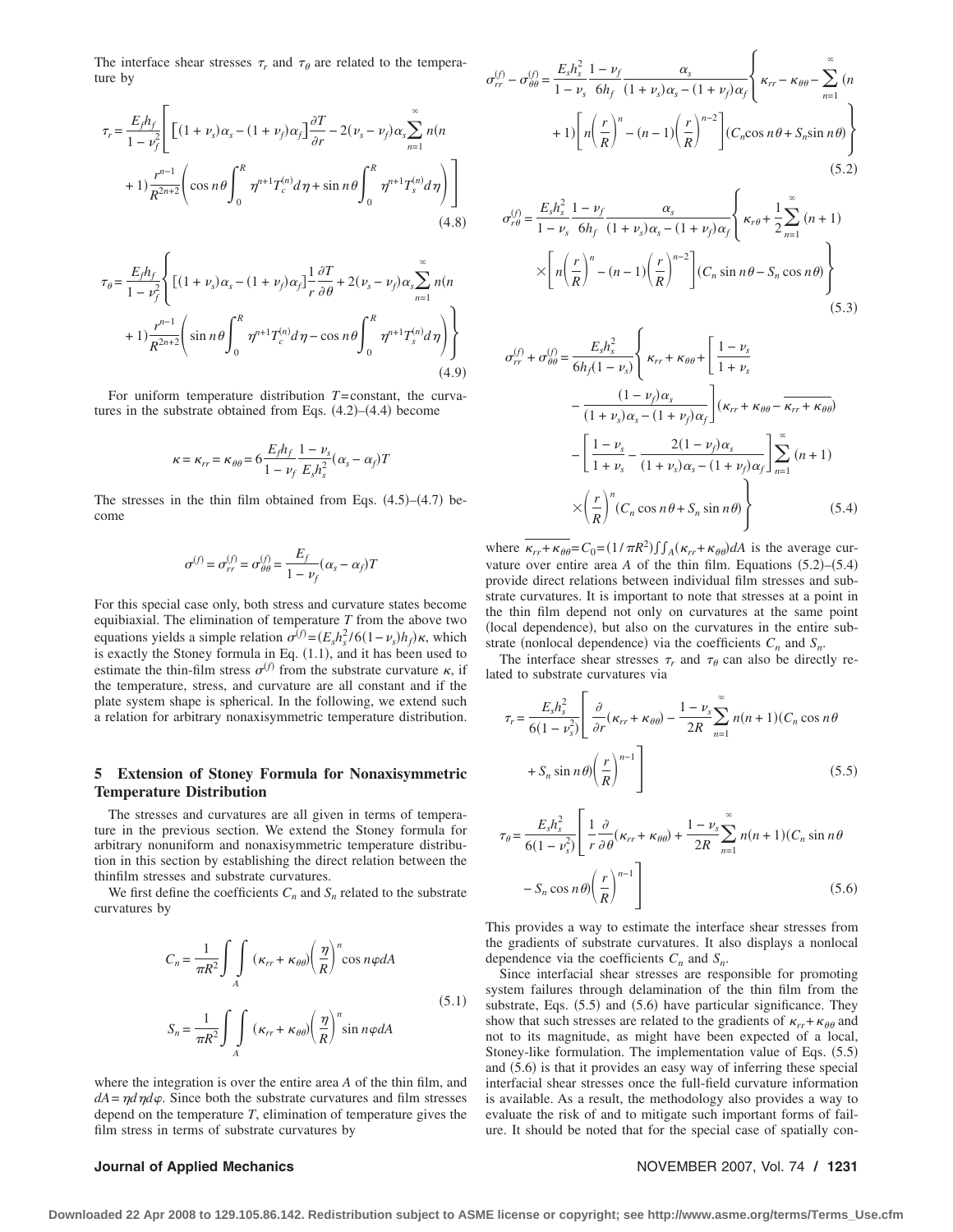The interface shear stresses $\tau_r$ and $\tau_\theta$ are related to the temperature by

$$\tau_r = \frac{E_f h_f}{1-\nu_f^2}\left[\left[(1+\nu_s)\alpha_s-(1+\nu_f)\alpha_f\right]\frac{\partial T}{\partial r} - 2(\nu_s-\nu_f)\alpha_s\sum_{n=1}^{\infty} n(n+1)\frac{r^{n-1}}{R^{2n+2}}\left(\cos n\theta\int_0^R \eta^{n+1}T_c^{(n)}d\eta + \sin n\theta\int_0^R \eta^{n+1}T_s^{(n)}d\eta\right)\right] \tag{4.8}$$

$$\tau_\theta = \frac{E_f h_f}{1-\nu_f^2}\left\{[(1+\nu_s)\alpha_s-(1+\nu_f)\alpha_f]\frac{1}{r}\frac{\partial T}{\partial \theta} + 2(\nu_s-\nu_f)\alpha_s\sum_{n=1}^{\infty} n(n+1)\frac{r^{n-1}}{R^{2n+2}}\left(\sin n\theta\int_0^R \eta^{n+1}T_c^{(n)}d\eta - \cos n\theta\int_0^R \eta^{n+1}T_s^{(n)}d\eta\right)\right\} \tag{4.9}$$

For uniform temperature distribution $T$=constant, the curvatures in the substrate obtained from Eqs. (4.2)–(4.4) become

$$\kappa = \kappa_{rr} = \kappa_{\theta\theta} = 6\frac{E_f h_f}{1-\nu_f}\frac{1-\nu_s}{E_s h_s^2}(\alpha_s-\alpha_f)T$$

The stresses in the thin film obtained from Eqs. (4.5)–(4.7) become

$$\sigma^{(f)} = \sigma_{rr}^{(f)} = \sigma_{\theta\theta}^{(f)} = \frac{E_f}{1-\nu_f}(\alpha_s-\alpha_f)T$$

For this special case only, both stress and curvature states become equibiaxial. The elimination of temperature $T$ from the above two equations yields a simple relation $\sigma^{(f)} = (E_s h_s^2/6(1-\nu_s)h_f)\kappa$, which is exactly the Stoney formula in Eq. (1.1), and it has been used to estimate the thin-film stress $\sigma^{(f)}$ from the substrate curvature $\kappa$, if the temperature, stress, and curvature are all constant and if the plate system shape is spherical. In the following, we extend such a relation for arbitrary nonaxisymmetric temperature distribution.

## 5 Extension of Stoney Formula for Nonaxisymmetric Temperature Distribution

The stresses and curvatures are all given in terms of temperature in the previous section. We extend the Stoney formula for arbitrary nonuniform and nonaxisymmetric temperature distribution in this section by establishing the direct relation between the thinfilm stresses and substrate curvatures.

We first define the coefficients $C_n$ and $S_n$ related to the substrate curvatures by

$$C_n = \frac{1}{\pi R^2}\iint_A (\kappa_{rr}+\kappa_{\theta\theta})\left(\frac{\eta}{R}\right)^n \cos n\varphi dA$$
$$S_n = \frac{1}{\pi R^2}\iint_A (\kappa_{rr}+\kappa_{\theta\theta})\left(\frac{\eta}{R}\right)^n \sin n\varphi dA \tag{5.1}$$

where the integration is over the entire area $A$ of the thin film, and $dA = \eta d\eta d\varphi$. Since both the substrate curvatures and film stresses depend on the temperature $T$, elimination of temperature gives the film stress in terms of substrate curvatures by

$$\sigma_{rr}^{(f)} - \sigma_{\theta\theta}^{(f)} = \frac{E_s h_s^2}{1-\nu_s}\frac{1-\nu_f}{6h_f}\frac{\alpha_s}{(1+\nu_s)\alpha_s-(1+\nu_f)\alpha_f}\left\{\kappa_{rr}-\kappa_{\theta\theta}-\sum_{n=1}^{\infty}(n+1)\left[n\left(\frac{r}{R}\right)^n-(n-1)\left(\frac{r}{R}\right)^{n-2}\right](C_n\cos n\theta+S_n\sin n\theta)\right\} \tag{5.2}$$

$$\sigma_{r\theta}^{(f)} = \frac{E_s h_s^2}{1-\nu_s}\frac{1-\nu_f}{6h_f}\frac{\alpha_s}{(1+\nu_s)\alpha_s-(1+\nu_f)\alpha_f}\left\{\kappa_{r\theta}+\frac{1}{2}\sum_{n=1}^{\infty}(n+1)\times\left[n\left(\frac{r}{R}\right)^n-(n-1)\left(\frac{r}{R}\right)^{n-2}\right](C_n\sin n\theta-S_n\cos n\theta)\right\} \tag{5.3}$$

$$\sigma_{rr}^{(f)} + \sigma_{\theta\theta}^{(f)} = \frac{E_s h_s^2}{6h_f(1-\nu_s)}\left\{\kappa_{rr}+\kappa_{\theta\theta}+\left[\frac{1-\nu_s}{1+\nu_s}-\frac{(1-\nu_f)\alpha_s}{(1+\nu_s)\alpha_s-(1+\nu_f)\alpha_f}\right](\kappa_{rr}+\kappa_{\theta\theta}-\overline{\kappa_{rr}+\kappa_{\theta\theta}}) - \left[\frac{1-\nu_s}{1+\nu_s}-\frac{2(1-\nu_f)\alpha_s}{(1+\nu_s)\alpha_s-(1+\nu_f)\alpha_f}\right]\sum_{n=1}^{\infty}(n+1)\times\left(\frac{r}{R}\right)^n(C_n\cos n\theta+S_n\sin n\theta)\right\} \tag{5.4}$$

where $\overline{\kappa_{rr}+\kappa_{\theta\theta}} = C_0 = (1/\pi R^2)\iint_A(\kappa_{rr}+\kappa_{\theta\theta})dA$ is the average curvature over entire area $A$ of the thin film. Equations (5.2)–(5.4) provide direct relations between individual film stresses and substrate curvatures. It is important to note that stresses at a point in the thin film depend not only on curvatures at the same point (local dependence), but also on the curvatures in the entire substrate (nonlocal dependence) via the coefficients $C_n$ and $S_n$.

The interface shear stresses $\tau_r$ and $\tau_\theta$ can also be directly related to substrate curvatures via

$$\tau_r = \frac{E_s h_s^2}{6(1-\nu_s^2)}\left[\frac{\partial}{\partial r}(\kappa_{rr}+\kappa_{\theta\theta}) - \frac{1-\nu_s}{2R}\sum_{n=1}^{\infty}n(n+1)(C_n\cos n\theta+S_n\sin n\theta)\left(\frac{r}{R}\right)^{n-1}\right] \tag{5.5}$$

$$\tau_\theta = \frac{E_s h_s^2}{6(1-\nu_s^2)}\left[\frac{1}{r}\frac{\partial}{\partial \theta}(\kappa_{rr}+\kappa_{\theta\theta}) + \frac{1-\nu_s}{2R}\sum_{n=1}^{\infty}n(n+1)(C_n\sin n\theta-S_n\cos n\theta)\left(\frac{r}{R}\right)^{n-1}\right] \tag{5.6}$$

This provides a way to estimate the interface shear stresses from the gradients of substrate curvatures. It also displays a nonlocal dependence via the coefficients $C_n$ and $S_n$.

Since interfacial shear stresses are responsible for promoting system failures through delamination of the thin film from the substrate, Eqs. (5.5) and (5.6) have particular significance. They show that such stresses are related to the gradients of $\kappa_{rr}+\kappa_{\theta\theta}$ and not to its magnitude, as might have been expected of a local, Stoney-like formulation. The implementation value of Eqs. (5.5) and (5.6) is that it provides an easy way of inferring these special interfacial shear stresses once the full-field curvature information is available. As a result, the methodology also provides a way to evaluate the risk of and to mitigate such important forms of failure. It should be noted that for the special case of spatially con-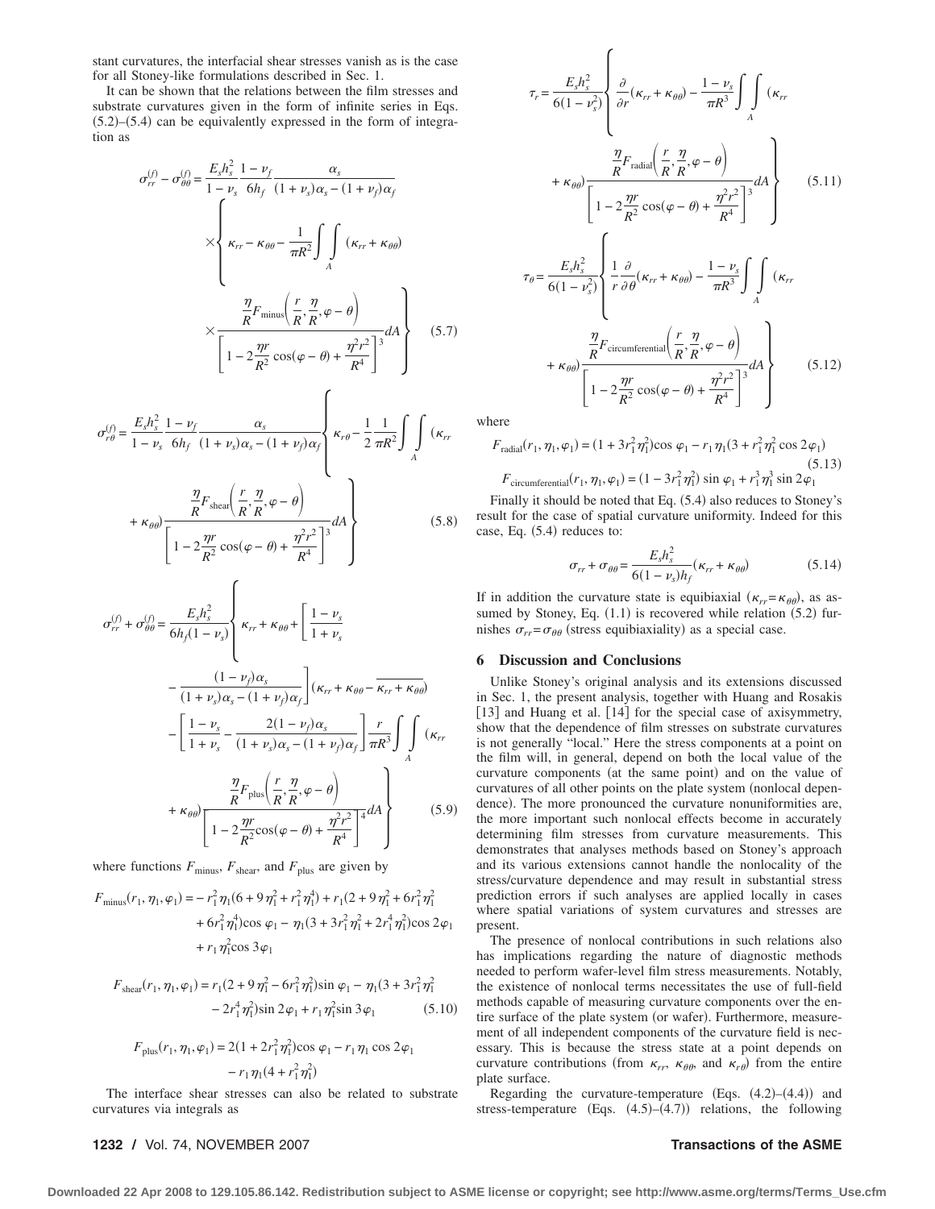stant curvatures, the interfacial shear stresses vanish as is the case for all Stoney-like formulations described in Sec. 1.

It can be shown that the relations between the film stresses and substrate curvatures given in the form of infinite series in Eqs. (5.2)–(5.4) can be equivalently expressed in the form of integration as

$$\sigma_{rr}^{(f)} - \sigma_{\theta\theta}^{(f)} = \frac{E_s h_s^2}{1-\nu_s}\frac{1-\nu_f}{6h_f}\frac{\alpha_s}{(1+\nu_s)\alpha_s-(1+\nu_f)\alpha_f}\left\{\kappa_{rr}-\kappa_{\theta\theta}-\frac{1}{\pi R^2}\int\int_A(\kappa_{rr}+\kappa_{\theta\theta})\times\frac{\frac{\eta}{R}F_{\text{minus}}\left(\frac{r}{R},\frac{\eta}{R},\varphi-\theta\right)}{\left[1-2\frac{\eta r}{R^2}\cos(\varphi-\theta)+\frac{\eta^2 r^2}{R^4}\right]^3}dA\right\} \tag{5.7}$$

$$\sigma_{r\theta}^{(f)} = \frac{E_s h_s^2}{1-\nu_s}\frac{1-\nu_f}{6h_f}\frac{\alpha_s}{(1+\nu_s)\alpha_s-(1+\nu_f)\alpha_f}\left\{\kappa_{r\theta}-\frac{1}{2}\frac{1}{\pi R^2}\int\int_A(\kappa_{rr}+\kappa_{\theta\theta})\frac{\frac{\eta}{R}F_{\text{shear}}\left(\frac{r}{R},\frac{\eta}{R},\varphi-\theta\right)}{\left[1-2\frac{\eta r}{R^2}\cos(\varphi-\theta)+\frac{\eta^2 r^2}{R^4}\right]^3}dA\right\} \tag{5.8}$$

$$\sigma_{rr}^{(f)} + \sigma_{\theta\theta}^{(f)} = \frac{E_s h_s^2}{6h_f(1-\nu_s)}\left\{\kappa_{rr}+\kappa_{\theta\theta}+\left[\frac{1-\nu_s}{1+\nu_s}-\frac{(1-\nu_f)\alpha_s}{(1+\nu_s)\alpha_s-(1+\nu_f)\alpha_f}\right](\kappa_{rr}+\kappa_{\theta\theta}-\overline{\kappa_{rr}+\kappa_{\theta\theta}})-\left[\frac{1-\nu_s}{1+\nu_s}-\frac{2(1-\nu_f)\alpha_s}{(1+\nu_s)\alpha_s-(1+\nu_f)\alpha_f}\right]\frac{r}{\pi R^3}\int\int_A(\kappa_{rr}+\kappa_{\theta\theta})\frac{\frac{\eta}{R}F_{\text{plus}}\left(\frac{r}{R},\frac{\eta}{R},\varphi-\theta\right)}{\left[1-2\frac{\eta r}{R^2}\cos(\varphi-\theta)+\frac{\eta^2 r^2}{R^4}\right]^4}dA\right\} \tag{5.9}$$

where functions $F_{\text{minus}}$, $F_{\text{shear}}$, and $F_{\text{plus}}$ are given by

$$F_{\text{minus}}(r_1,\eta_1,\varphi_1) = -r_1^2\eta_1(6+9\eta_1^2+r_1^2\eta_1^4)+r_1(2+9\eta_1^2+6r_1^2\eta_1^2+6r_1^2\eta_1^4)\cos\varphi_1-\eta_1(3+3r_1^2\eta_1^2+2r_1^4\eta_1^2)\cos 2\varphi_1+r_1\eta_1^2\cos 3\varphi_1$$

$$F_{\text{shear}}(r_1,\eta_1,\varphi_1) = r_1(2+9\eta_1^2-6r_1^2\eta_1^2)\sin\varphi_1-\eta_1(3+3r_1^2\eta_1^2-2r_1^4\eta_1^2)\sin 2\varphi_1+r_1\eta_1^2\sin 3\varphi_1 \tag{5.10}$$

$$F_{\text{plus}}(r_1,\eta_1,\varphi_1) = 2(1+2r_1^2\eta_1^2)\cos\varphi_1-r_1\eta_1\cos 2\varphi_1-r_1\eta_1(4+r_1^2\eta_1^2)$$

The interface shear stresses can also be related to substrate curvatures via integrals as

$$\tau_r = \frac{E_s h_s^2}{6(1-\nu_s^2)}\left\{\frac{\partial}{\partial r}(\kappa_{rr}+\kappa_{\theta\theta})-\frac{1-\nu_s}{\pi R^3}\int\int_A(\kappa_{rr}+\kappa_{\theta\theta})\frac{\frac{\eta}{R}F_{\text{radial}}\left(\frac{r}{R},\frac{\eta}{R},\varphi-\theta\right)}{\left[1-2\frac{\eta r}{R^2}\cos(\varphi-\theta)+\frac{\eta^2 r^2}{R^4}\right]^3}dA\right\} \tag{5.11}$$

$$\tau_\theta = \frac{E_s h_s^2}{6(1-\nu_s^2)}\left\{\frac{1}{r}\frac{\partial}{\partial\theta}(\kappa_{rr}+\kappa_{\theta\theta})-\frac{1-\nu_s}{\pi R^3}\int\int_A(\kappa_{rr}+\kappa_{\theta\theta})\frac{\frac{\eta}{R}F_{\text{circumferential}}\left(\frac{r}{R},\frac{\eta}{R},\varphi-\theta\right)}{\left[1-2\frac{\eta r}{R^2}\cos(\varphi-\theta)+\frac{\eta^2 r^2}{R^4}\right]^3}dA\right\} \tag{5.12}$$

where

$$F_{\text{radial}}(r_1,\eta_1,\varphi_1) = (1+3r_1^2\eta_1^2)\cos\varphi_1 - r_1\eta_1(3+r_1^2\eta_1^2\cos 2\varphi_1)$$
$$F_{\text{circumferential}}(r_1,\eta_1,\varphi_1) = (1-3r_1^2\eta_1^2)\sin\varphi_1 + r_1^3\eta_1^3\sin 2\varphi_1 \tag{5.13}$$

Finally it should be noted that Eq. (5.4) also reduces to Stoney's result for the case of spatial curvature uniformity. Indeed for this case, Eq. (5.4) reduces to:

$$\sigma_{rr}+\sigma_{\theta\theta} = \frac{E_s h_s^2}{6(1-\nu_s)h_f}(\kappa_{rr}+\kappa_{\theta\theta}) \tag{5.14}$$

If in addition the curvature state is equibiaxial ($\kappa_{rr}=\kappa_{\theta\theta}$), as assumed by Stoney, Eq. (1.1) is recovered while relation (5.2) furnishes $\sigma_{rr}=\sigma_{\theta\theta}$ (stress equibiaxiality) as a special case.

## 6 Discussion and Conclusions

Unlike Stoney's original analysis and its extensions discussed in Sec. 1, the present analysis, together with Huang and Rosakis [13] and Huang et al. [14] for the special case of axisymmetry, show that the dependence of film stresses on substrate curvatures is not generally "local." Here the stress components at a point on the film will, in general, depend on both the local value of the curvature components (at the same point) and on the value of curvatures of all other points on the plate system (nonlocal dependence). The more pronounced the curvature nonuniformities are, the more important such nonlocal effects become in accurately determining film stresses from curvature measurements. This demonstrates that analyses methods based on Stoney's approach and its various extensions cannot handle the nonlocality of the stress/curvature dependence and may result in substantial stress prediction errors if such analyses are applied locally in cases where spatial variations of system curvatures and stresses are present.

The presence of nonlocal contributions in such relations also has implications regarding the nature of diagnostic methods needed to perform wafer-level film stress measurements. Notably, the existence of nonlocal terms necessitates the use of full-field methods capable of measuring curvature components over the entire surface of the plate system (or wafer). Furthermore, measurement of all independent components of the curvature field is necessary. This is because the stress state at a point depends on curvature contributions (from $\kappa_{rr}$, $\kappa_{\theta\theta}$, and $\kappa_{r\theta}$) from the entire plate surface.

Regarding the curvature-temperature (Eqs. (4.2)–(4.4)) and stress-temperature (Eqs. (4.5)–(4.7)) relations, the following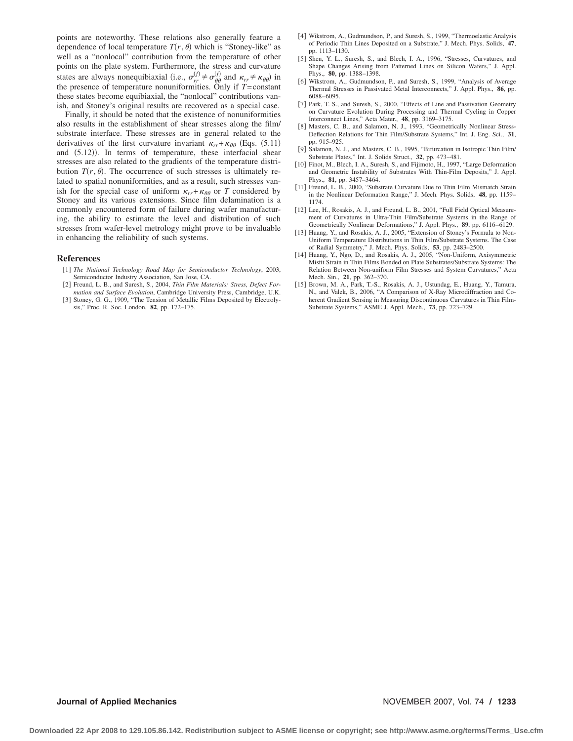points are noteworthy. These relations also generally feature a dependence of local temperature $T(r,\theta)$ which is "Stoney-like" as well as a "nonlocal" contribution from the temperature of other points on the plate system. Furthermore, the stress and curvature states are always nonequibiaxial (i.e., $\sigma_{rr}^{(f)} \neq \sigma_{\theta\theta}^{(f)}$ and $\kappa_{rr} \neq \kappa_{\theta\theta}$) in the presence of temperature nonuniformities. Only if $T$=constant these states become equibiaxial, the "nonlocal" contributions vanish, and Stoney's original results are recovered as a special case.

Finally, it should be noted that the existence of nonuniformities also results in the establishment of shear stresses along the film/substrate interface. These stresses are in general related to the derivatives of the first curvature invariant $\kappa_{rr}+\kappa_{\theta\theta}$ (Eqs. (5.11) and (5.12)). In terms of temperature, these interfacial shear stresses are also related to the gradients of the temperature distribution $T(r,\theta)$. The occurrence of such stresses is ultimately related to spatial nonuniformities, and as a result, such stresses vanish for the special case of uniform $\kappa_{rr}+\kappa_{\theta\theta}$ or $T$ considered by Stoney and its various extensions. Since film delamination is a commonly encountered form of failure during wafer manufacturing, the ability to estimate the level and distribution of such stresses from wafer-level metrology might prove to be invaluable in enhancing the reliability of such systems.

## References

[1] *The National Technology Road Map for Semiconductor Technology*, 2003, Semiconductor Industry Association, San Jose, CA.

[2] Freund, L. B., and Suresh, S., 2004, *Thin Film Materials: Stress, Defect Formation and Surface Evolution*, Cambridge University Press, Cambridge, U.K.

[3] Stoney, G. G., 1909, "The Tension of Metallic Films Deposited by Electrolysis," Proc. R. Soc. London, **82**, pp. 172–175.

[4] Wikstrom, A., Gudmundson, P., and Suresh, S., 1999, "Thermoelastic Analysis of Periodic Thin Lines Deposited on a Substrate," J. Mech. Phys. Solids, **47**, pp. 1113–1130.

[5] Shen, Y. L., Suresh, S., and Blech, I. A., 1996, "Stresses, Curvatures, and Shape Changes Arising from Patterned Lines on Silicon Wafers," J. Appl. Phys., **80**, pp. 1388–1398.

[6] Wikstrom, A., Gudmundson, P., and Suresh, S., 1999, "Analysis of Average Thermal Stresses in Passivated Metal Interconnects," J. Appl. Phys., **86**, pp. 6088–6095.

[7] Park, T. S., and Suresh, S., 2000, "Effects of Line and Passivation Geometry on Curvature Evolution During Processing and Thermal Cycling in Copper Interconnect Lines," Acta Mater., **48**, pp. 3169–3175.

[8] Masters, C. B., and Salamon, N. J., 1993, "Geometrically Nonlinear Stress-Deflection Relations for Thin Film/Substrate Systems," Int. J. Eng. Sci., **31**, pp. 915–925.

[9] Salamon, N. J., and Masters, C. B., 1995, "Bifurcation in Isotropic Thin Film/Substrate Plates," Int. J. Solids Struct., **32**, pp. 473–481.

[10] Finot, M., Blech, I. A., Suresh, S., and Fijimoto, H., 1997, "Large Deformation and Geometric Instability of Substrates With Thin-Film Deposits," J. Appl. Phys., **81**, pp. 3457–3464.

[11] Freund, L. B., 2000, "Substrate Curvature Due to Thin Film Mismatch Strain in the Nonlinear Deformation Range," J. Mech. Phys. Solids, **48**, pp. 1159–1174.

[12] Lee, H., Rosakis, A. J., and Freund, L. B., 2001, "Full Field Optical Measurement of Curvatures in Ultra-Thin Film/Substrate Systems in the Range of Geometrically Nonlinear Deformations," J. Appl. Phys., **89**, pp. 6116–6129.

[13] Huang, Y., and Rosakis, A. J., 2005, "Extension of Stoney's Formula to Non-Uniform Temperature Distributions in Thin Film/Substrate Systems. The Case of Radial Symmetry," J. Mech. Phys. Solids, **53**, pp. 2483–2500.

[14] Huang, Y., Ngo, D., and Rosakis, A. J., 2005, "Non-Uniform, Axisymmetric Misfit Strain in Thin Films Bonded on Plate Substrates/Substrate Systems: The Relation Between Non-uniform Film Stresses and System Curvatures," Acta Mech. Sin., **21**, pp. 362–370.

[15] Brown, M. A., Park, T.-S., Rosakis, A. J., Ustundag, E., Huang, Y., Tamura, N., and Valek, B., 2006, "A Comparison of X-Ray Microdiffraction and Coherent Gradient Sensing in Measuring Discontinuous Curvatures in Thin Film-Substrate Systems," ASME J. Appl. Mech., **73**, pp. 723–729.